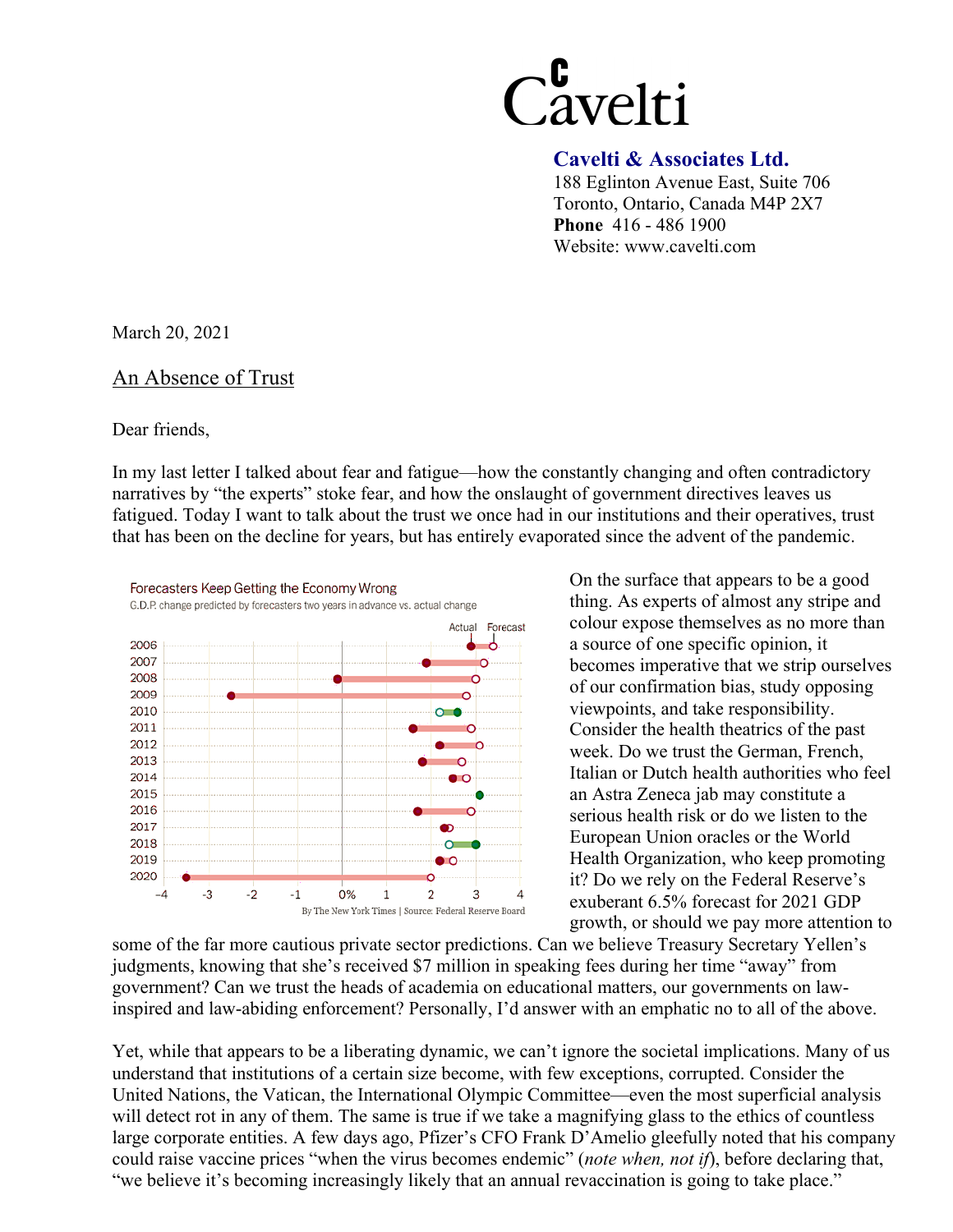**Cavelti & Associates Ltd.**
188 Eglinton Avenue East, Suite 706
Toronto, Ontario, Canada M4P 2X7
**Phone** 416 - 486 1900
Website: www.cavelti.com

March 20, 2021

## An Absence of Trust

Dear friends,

In my last letter I talked about fear and fatigue—how the constantly changing and often contradictory narratives by "the experts" stoke fear, and how the onslaught of government directives leaves us fatigued. Today I want to talk about the trust we once had in our institutions and their operatives, trust that has been on the decline for years, but has entirely evaporated since the advent of the pandemic.

Forecasters Keep Getting the Economy Wrong
G.D.P. change predicted by forecasters two years in advance vs. actual change

By The New York Times | Source: Federal Reserve Board

On the surface that appears to be a good thing. As experts of almost any stripe and colour expose themselves as no more than a source of one specific opinion, it becomes imperative that we strip ourselves of our confirmation bias, study opposing viewpoints, and take responsibility. Consider the health theatrics of the past week. Do we trust the German, French, Italian or Dutch health authorities who feel an Astra Zeneca jab may constitute a serious health risk or do we listen to the European Union oracles or the World Health Organization, who keep promoting it? Do we rely on the Federal Reserve's exuberant 6.5% forecast for 2021 GDP growth, or should we pay more attention to some of the far more cautious private sector predictions. Can we believe Treasury Secretary Yellen's judgments, knowing that she's received $7 million in speaking fees during her time "away" from government? Can we trust the heads of academia on educational matters, our governments on law-inspired and law-abiding enforcement? Personally, I'd answer with an emphatic no to all of the above.

Yet, while that appears to be a liberating dynamic, we can't ignore the societal implications. Many of us understand that institutions of a certain size become, with few exceptions, corrupted. Consider the United Nations, the Vatican, the International Olympic Committee—even the most superficial analysis will detect rot in any of them. The same is true if we take a magnifying glass to the ethics of countless large corporate entities. A few days ago, Pfizer's CFO Frank D'Amelio gleefully noted that his company could raise vaccine prices "when the virus becomes endemic" (*note when, not if*), before declaring that, "we believe it's becoming increasingly likely that an annual revaccination is going to take place."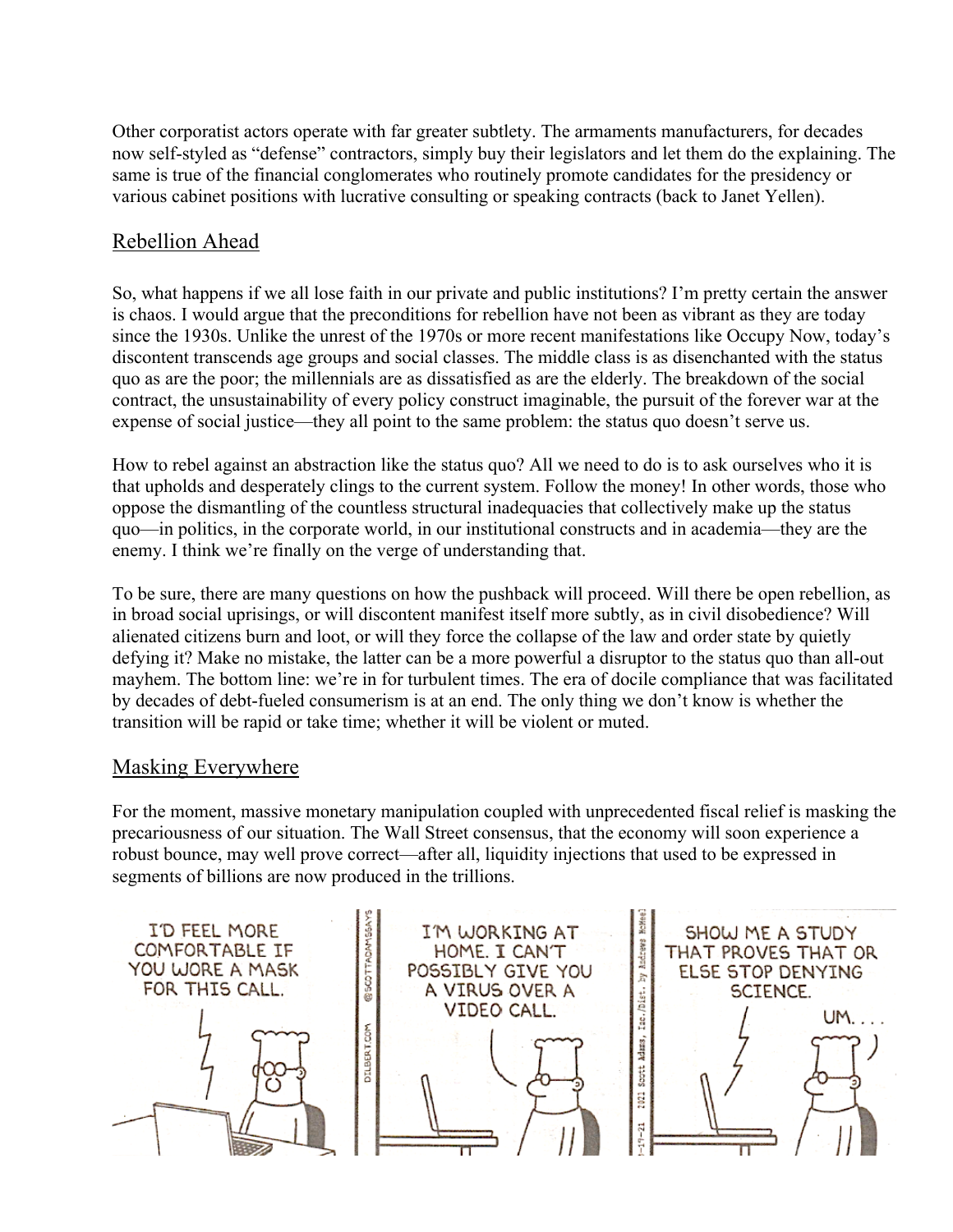Other corporatist actors operate with far greater subtlety. The armaments manufacturers, for decades now self-styled as "defense" contractors, simply buy their legislators and let them do the explaining. The same is true of the financial conglomerates who routinely promote candidates for the presidency or various cabinet positions with lucrative consulting or speaking contracts (back to Janet Yellen).

## Rebellion Ahead

So, what happens if we all lose faith in our private and public institutions? I'm pretty certain the answer is chaos. I would argue that the preconditions for rebellion have not been as vibrant as they are today since the 1930s. Unlike the unrest of the 1970s or more recent manifestations like Occupy Now, today's discontent transcends age groups and social classes. The middle class is as disenchanted with the status quo as are the poor; the millennials are as dissatisfied as are the elderly. The breakdown of the social contract, the unsustainability of every policy construct imaginable, the pursuit of the forever war at the expense of social justice—they all point to the same problem: the status quo doesn't serve us.

How to rebel against an abstraction like the status quo? All we need to do is to ask ourselves who it is that upholds and desperately clings to the current system. Follow the money! In other words, those who oppose the dismantling of the countless structural inadequacies that collectively make up the status quo—in politics, in the corporate world, in our institutional constructs and in academia—they are the enemy. I think we're finally on the verge of understanding that.

To be sure, there are many questions on how the pushback will proceed. Will there be open rebellion, as in broad social uprisings, or will discontent manifest itself more subtly, as in civil disobedience? Will alienated citizens burn and loot, or will they force the collapse of the law and order state by quietly defying it? Make no mistake, the latter can be a more powerful a disruptor to the status quo than all-out mayhem. The bottom line: we're in for turbulent times. The era of docile compliance that was facilitated by decades of debt-fueled consumerism is at an end. The only thing we don't know is whether the transition will be rapid or take time; whether it will be violent or muted.

## Masking Everywhere

For the moment, massive monetary manipulation coupled with unprecedented fiscal relief is masking the precariousness of our situation. The Wall Street consensus, that the economy will soon experience a robust bounce, may well prove correct—after all, liquidity injections that used to be expressed in segments of billions are now produced in the trillions.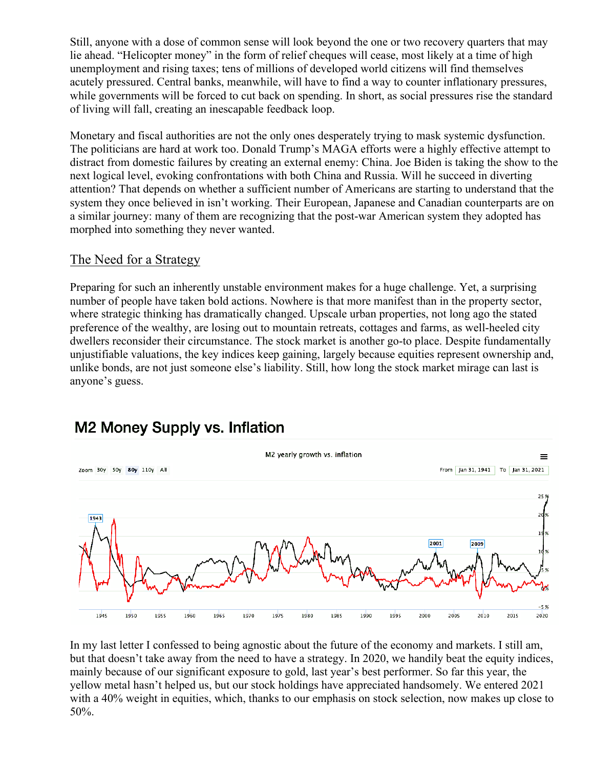Still, anyone with a dose of common sense will look beyond the one or two recovery quarters that may lie ahead. "Helicopter money" in the form of relief cheques will cease, most likely at a time of high unemployment and rising taxes; tens of millions of developed world citizens will find themselves acutely pressured. Central banks, meanwhile, will have to find a way to counter inflationary pressures, while governments will be forced to cut back on spending. In short, as social pressures rise the standard of living will fall, creating an inescapable feedback loop.

Monetary and fiscal authorities are not the only ones desperately trying to mask systemic dysfunction. The politicians are hard at work too. Donald Trump's MAGA efforts were a highly effective attempt to distract from domestic failures by creating an external enemy: China. Joe Biden is taking the show to the next logical level, evoking confrontations with both China and Russia. Will he succeed in diverting attention? That depends on whether a sufficient number of Americans are starting to understand that the system they once believed in isn't working. Their European, Japanese and Canadian counterparts are on a similar journey: many of them are recognizing that the post-war American system they adopted has morphed into something they never wanted.

## The Need for a Strategy

Preparing for such an inherently unstable environment makes for a huge challenge. Yet, a surprising number of people have taken bold actions. Nowhere is that more manifest than in the property sector, where strategic thinking has dramatically changed. Upscale urban properties, not long ago the stated preference of the wealthy, are losing out to mountain retreats, cottages and farms, as well-heeled city dwellers reconsider their circumstance. The stock market is another go-to place. Despite fundamentally unjustifiable valuations, the key indices keep gaining, largely because equities represent ownership and, unlike bonds, are not just someone else's liability. Still, how long the stock market mirage can last is anyone's guess.

### M2 Money Supply vs. Inflation

In my last letter I confessed to being agnostic about the future of the economy and markets. I still am, but that doesn't take away from the need to have a strategy. In 2020, we handily beat the equity indices, mainly because of our significant exposure to gold, last year's best performer. So far this year, the yellow metal hasn't helped us, but our stock holdings have appreciated handsomely. We entered 2021 with a 40% weight in equities, which, thanks to our emphasis on stock selection, now makes up close to 50%.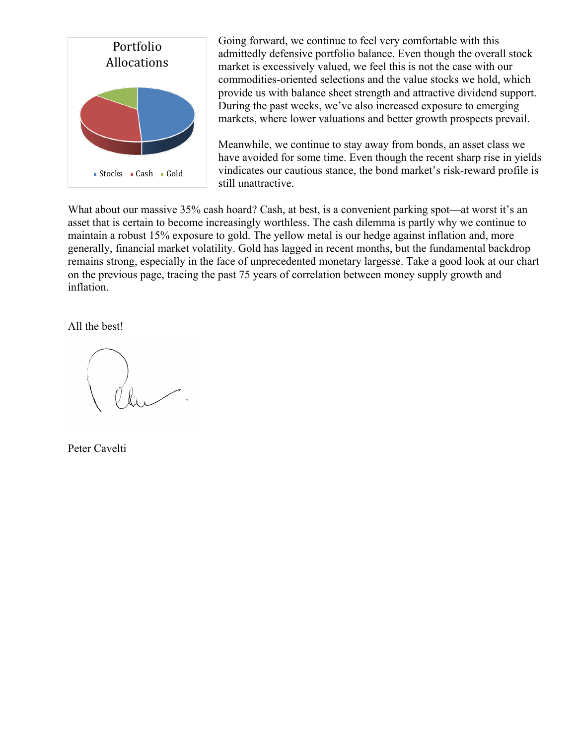Portfolio Allocations

Stocks Cash Gold

Going forward, we continue to feel very comfortable with this admittedly defensive portfolio balance. Even though the overall stock market is excessively valued, we feel this is not the case with our commodities-oriented selections and the value stocks we hold, which provide us with balance sheet strength and attractive dividend support. During the past weeks, we've also increased exposure to emerging markets, where lower valuations and better growth prospects prevail.

Meanwhile, we continue to stay away from bonds, an asset class we have avoided for some time. Even though the recent sharp rise in yields vindicates our cautious stance, the bond market's risk-reward profile is still unattractive.

What about our massive 35% cash hoard? Cash, at best, is a convenient parking spot—at worst it's an asset that is certain to become increasingly worthless. The cash dilemma is partly why we continue to maintain a robust 15% exposure to gold. The yellow metal is our hedge against inflation and, more generally, financial market volatility. Gold has lagged in recent months, but the fundamental backdrop remains strong, especially in the face of unprecedented monetary largesse. Take a good look at our chart on the previous page, tracing the past 75 years of correlation between money supply growth and inflation.

All the best!

Peter Cavelti